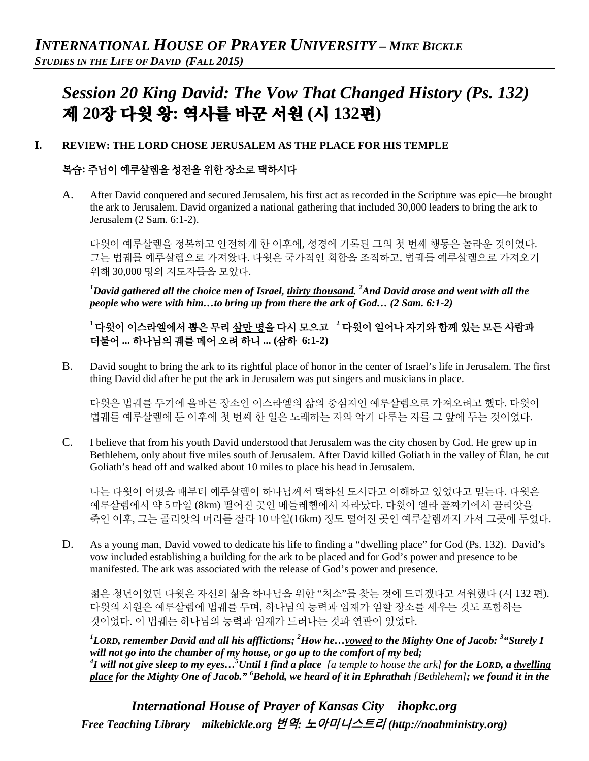# *Session 20 King David: The Vow That Changed History (Ps. 132)*
# 제 20장 다윗 왕: 역사를 바꾼 서원 (시 132편)

## I. REVIEW: THE LORD CHOSE JERUSALEM AS THE PLACE FOR HIS TEMPLE

## 복습: 주님이 예루살렘을 성전을 위한 장소로 택하시다

A. After David conquered and secured Jerusalem, his first act as recorded in the Scripture was epic—he brought the ark to Jerusalem. David organized a national gathering that included 30,000 leaders to bring the ark to Jerusalem (2 Sam. 6:1-2).

다윗이 예루살렘을 정복하고 안전하게 한 이후에, 성경에 기록된 그의 첫 번째 행동은 놀라운 것이었다. 그는 법궤를 예루살렘으로 가져왔다. 다윗은 국가적인 회합을 조직하고, 법궤를 예루살렘으로 가져오기 위해 30,000 명의 지도자들을 모았다.

***[1]David gathered all the choice men of Israel, <u>thirty thousand</u>. [2]And David arose and went with all the people who were with him…to bring up from there the ark of God… (2 Sam. 6:1-2)***

**[1] 다윗이 이스라엘에서 뽑은 무리 <u>삼만 명</u>을 다시 모으고 [2] 다윗이 일어나 자기와 함께 있는 모든 사람과 더불어 ... 하나님의 궤를 메어 오려 하니 ... (삼하 6:1-2)**

B. David sought to bring the ark to its rightful place of honor in the center of Israel's life in Jerusalem. The first thing David did after he put the ark in Jerusalem was put singers and musicians in place.

다윗은 법궤를 두기에 올바른 장소인 이스라엘의 삶의 중심지인 예루살렘으로 가져오려고 했다. 다윗이 법궤를 예루살렘에 둔 이후에 첫 번째 한 일은 노래하는 자와 악기 다루는 자를 그 앞에 두는 것이었다.

C. I believe that from his youth David understood that Jerusalem was the city chosen by God. He grew up in Bethlehem, only about five miles south of Jerusalem. After David killed Goliath in the valley of Élan, he cut Goliath's head off and walked about 10 miles to place his head in Jerusalem.

나는 다윗이 어렸을 때부터 예루살렘이 하나님께서 택하신 도시라고 이해하고 있었다고 믿는다. 다윗은 예루살렘에서 약 5 마일 (8km) 떨어진 곳인 베들레헴에서 자라났다. 다윗이 엘라 골짜기에서 골리앗을 죽인 이후, 그는 골리앗의 머리를 잘라 10 마일(16km) 정도 떨어진 곳인 예루살렘까지 가서 그곳에 두었다.

D. As a young man, David vowed to dedicate his life to finding a "dwelling place" for God (Ps. 132). David's vow included establishing a building for the ark to be placed and for God's power and presence to be manifested. The ark was associated with the release of God's power and presence.

젊은 청년이었던 다윗은 자신의 삶을 하나님을 위한 "처소"를 찾는 것에 드리겠다고 서원했다 (시 132 편). 다윗의 서원은 예루살렘에 법궤를 두며, 하나님의 능력과 임재가 임할 장소를 세우는 것도 포함하는 것이었다. 이 법궤는 하나님의 능력과 임재가 드러나는 것과 연관이 있었다.

***[1]LORD, remember David and all his afflictions; [2]How he…<u>vowed</u> to the Mighty One of Jacob: [3]"Surely I will not go into the chamber of my house, or go up to the comfort of my bed;***
***[4]I will not give sleep to my eyes…[5]Until I find a place** [a temple to house the ark] **for the LORD, a <u>dwelling place</u> for the Mighty One of Jacob." [6]Behold, we heard of it in Ephrathah** [Bethlehem]**; we found it in the***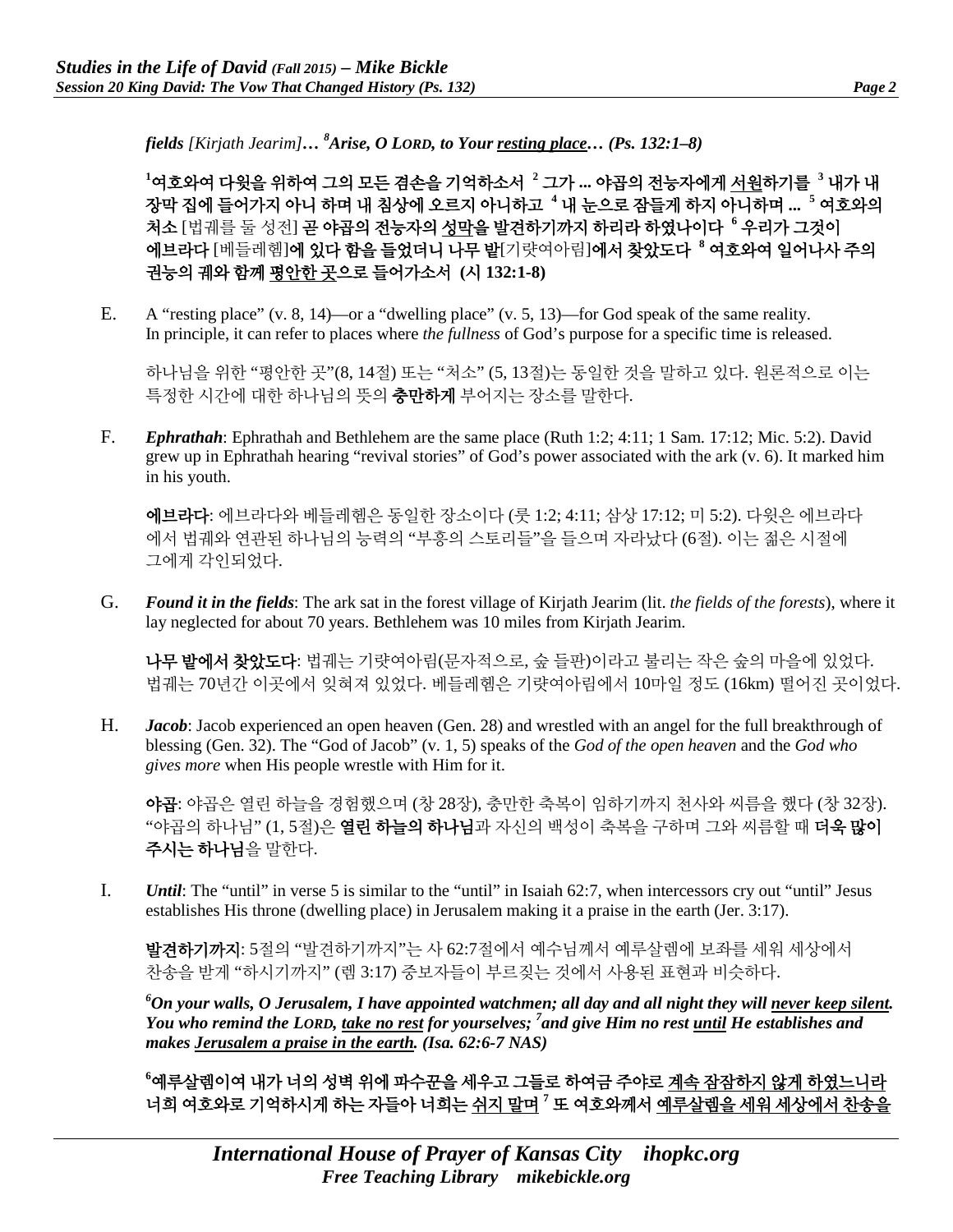*fields [Kirjath Jearim]… [8]Arise, O LORD, to Your* ***resting place****… (Ps. 132:1–8)*

**[1]여호와여 다윗을 위하여 그의 모든 겸손을 기억하소서 [2] 그가 ... 야곱의 전능자에게 서원하기를 [3] 내가 내 장막 집에 들어가지 아니 하며 내 침상에 오르지 아니하고 [4] 내 눈으로 잠들게 하지 아니하며 ... [5] 여호와의 처소** [법궤를 둘 성전] **곧 야곱의 전능자의 성막을 발견하기까지 하리라 하였나이다 [6] 우리가 그것이 에브라다** [베들레헴]**에 있다 함을 들었더니 나무 밭**[기럇여아림]**에서 찾았도다 [8] 여호와여 일어나사 주의 권능의 궤와 함께 평안한 곳으로 들어가소서 (시 132:1-8)**

E. A "resting place" (v. 8, 14)—or a "dwelling place" (v. 5, 13)—for God speak of the same reality. In principle, it can refer to places where *the fullness* of God's purpose for a specific time is released.

하나님을 위한 "평안한 곳"(8, 14절) 또는 "처소" (5, 13절)는 동일한 것을 말하고 있다. 원론적으로 이는 특정한 시간에 대한 하나님의 뜻의 **충만하게** 부어지는 장소를 말한다.

F. ***Ephrathah***: Ephrathah and Bethlehem are the same place (Ruth 1:2; 4:11; 1 Sam. 17:12; Mic. 5:2). David grew up in Ephrathah hearing "revival stories" of God's power associated with the ark (v. 6). It marked him in his youth.

**에브라다**: 에브라다와 베들레헴은 동일한 장소이다 (룻 1:2; 4:11; 삼상 17:12; 미 5:2). 다윗은 에브라다에서 법궤와 연관된 하나님의 능력의 "부흥의 스토리들"을 들으며 자라났다 (6절). 이는 젊은 시절에 그에게 각인되었다.

G. ***Found it in the fields***: The ark sat in the forest village of Kirjath Jearim (lit. *the fields of the forests*), where it lay neglected for about 70 years. Bethlehem was 10 miles from Kirjath Jearim.

**나무 밭에서 찾았도다**: 법궤는 기럇여아림(문자적으로, 숲 들판)이라고 불리는 작은 숲의 마을에 있었다. 법궤는 70년간 이곳에서 잊혀져 있었다. 베들레헴은 기럇여아림에서 10마일 정도 (16km) 떨어진 곳이었다.

H. ***Jacob***: Jacob experienced an open heaven (Gen. 28) and wrestled with an angel for the full breakthrough of blessing (Gen. 32). The "God of Jacob" (v. 1, 5) speaks of the *God of the open heaven* and the *God who gives more* when His people wrestle with Him for it.

**야곱**: 야곱은 열린 하늘을 경험했으며 (창 28장), 충만한 축복이 임하기까지 천사와 씨름을 했다 (창 32장). "야곱의 하나님" (1, 5절)은 **열린 하늘의 하나님**과 자신의 백성이 축복을 구하며 그와 씨름할 때 **더욱 많이 주시는 하나님**을 말한다.

I. ***Until***: The "until" in verse 5 is similar to the "until" in Isaiah 62:7, when intercessors cry out "until" Jesus establishes His throne (dwelling place) in Jerusalem making it a praise in the earth (Jer. 3:17).

**발견하기까지**: 5절의 "발견하기까지"는 사 62:7절에서 예수님께서 예루살렘에 보좌를 세워 세상에서 찬송을 받게 "하시기까지" (렘 3:17) 중보자들이 부르짖는 것에서 사용된 표현과 비슷하다.

***[6]On your walls, O Jerusalem, I have appointed watchmen; all day and all night they will never keep silent. You who remind the LORD, take no rest for yourselves; [7]and give Him no rest until He establishes and makes Jerusalem a praise in the earth. (Isa. 62:6-7 NAS)***

**[6]예루살렘이여 내가 너의 성벽 위에 파수꾼을 세우고 그들로 하여금 주야로 계속 잠잠하지 않게 하였느니라 너희 여호와로 기억하시게 하는 자들아 너희는 쉬지 말며 [7] 또 여호와께서 예루살렘을 세워 세상에서 찬송을**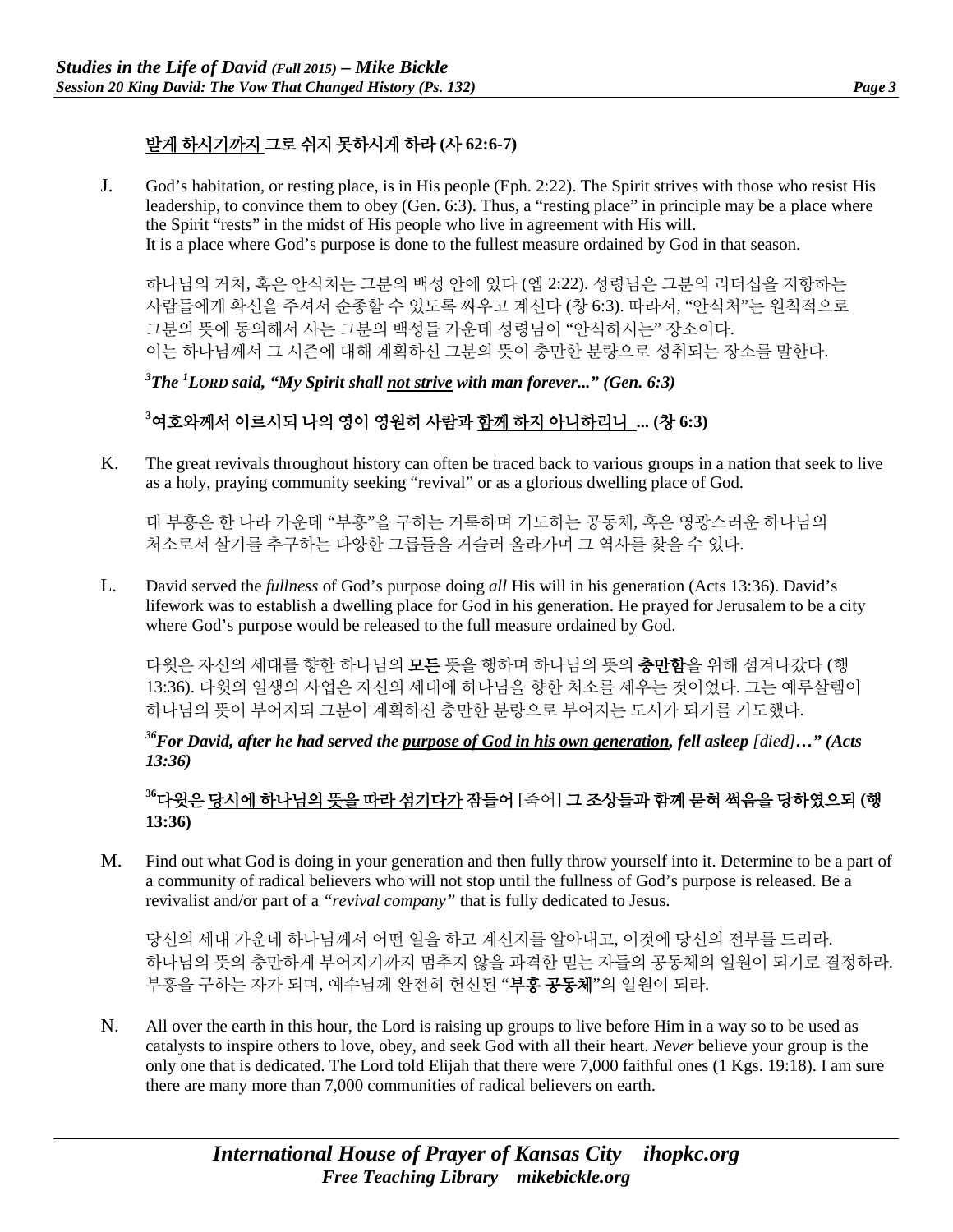**<u>받게 하시기까지</u> 그로 쉬지 못하시게 하라 (사 62:6-7)**

J. God's habitation, or resting place, is in His people (Eph. 2:22). The Spirit strives with those who resist His leadership, to convince them to obey (Gen. 6:3). Thus, a "resting place" in principle may be a place where the Spirit "rests" in the midst of His people who live in agreement with His will. It is a place where God's purpose is done to the fullest measure ordained by God in that season.

하나님의 거처, 혹은 안식처는 그분의 백성 안에 있다 (엡 2:22). 성령님은 그분의 리더십을 저항하는 사람들에게 확신을 주셔서 순종할 수 있도록 싸우고 계신다 (창 6:3). 따라서, "안식처"는 원칙적으로 그분의 뜻에 동의해서 사는 그분의 백성들 가운데 성령님이 "안식하시는" 장소이다. 이는 하나님께서 그 시즌에 대해 계획하신 그분의 뜻이 충만한 분량으로 성취되는 장소를 말한다.

***[3]The [1]LORD said, "My Spirit shall <u>not strive</u> with man forever..." (Gen. 6:3)***

**[3]여호와께서 이르시되 나의 영이 영원히 사람과 <u>함께 하지 아니하리니</u> ... (창 6:3)**

K. The great revivals throughout history can often be traced back to various groups in a nation that seek to live as a holy, praying community seeking "revival" or as a glorious dwelling place of God.

대 부흥은 한 나라 가운데 "부흥"을 구하는 거룩하며 기도하는 공동체, 혹은 영광스러운 하나님의 처소로서 살기를 추구하는 다양한 그룹들을 거슬러 올라가며 그 역사를 찾을 수 있다.

L. David served the *fullness* of God's purpose doing *all* His will in his generation (Acts 13:36). David's lifework was to establish a dwelling place for God in his generation. He prayed for Jerusalem to be a city where God's purpose would be released to the full measure ordained by God.

다윗은 자신의 세대를 향한 하나님의 **모든** 뜻을 행하며 하나님의 뜻의 **충만함**을 위해 섬겨나갔다 (행 13:36). 다윗의 일생의 사업은 자신의 세대에 하나님을 향한 처소를 세우는 것이었다. 그는 예루살렘이 하나님의 뜻이 부어지되 그분이 계획하신 충만한 분량으로 부어지는 도시가 되기를 기도했다.

***[36]For David, after he had served the <u>purpose of God in his own generation</u>, fell asleep** [died]**…" (Acts 13:36)***

**[36]다윗은 <u>당시에 하나님의 뜻을 따라 섬기다가</u> 잠들어** [죽어] **그 조상들과 함께 묻혀 썩음을 당하였으되 (행 13:36)**

M. Find out what God is doing in your generation and then fully throw yourself into it. Determine to be a part of a community of radical believers who will not stop until the fullness of God's purpose is released. Be a revivalist and/or part of a *"revival company"* that is fully dedicated to Jesus.

당신의 세대 가운데 하나님께서 어떤 일을 하고 계신지를 알아내고, 이것에 당신의 전부를 드리라. 하나님의 뜻의 충만하게 부어지기까지 멈추지 않을 과격한 믿는 자들의 공동체의 일원이 되기로 결정하라. 부흥을 구하는 자가 되며, 예수님께 완전히 헌신된 "**부흥 공동체**"의 일원이 되라.

N. All over the earth in this hour, the Lord is raising up groups to live before Him in a way so to be used as catalysts to inspire others to love, obey, and seek God with all their heart. *Never* believe your group is the only one that is dedicated. The Lord told Elijah that there were 7,000 faithful ones (1 Kgs. 19:18). I am sure there are many more than 7,000 communities of radical believers on earth.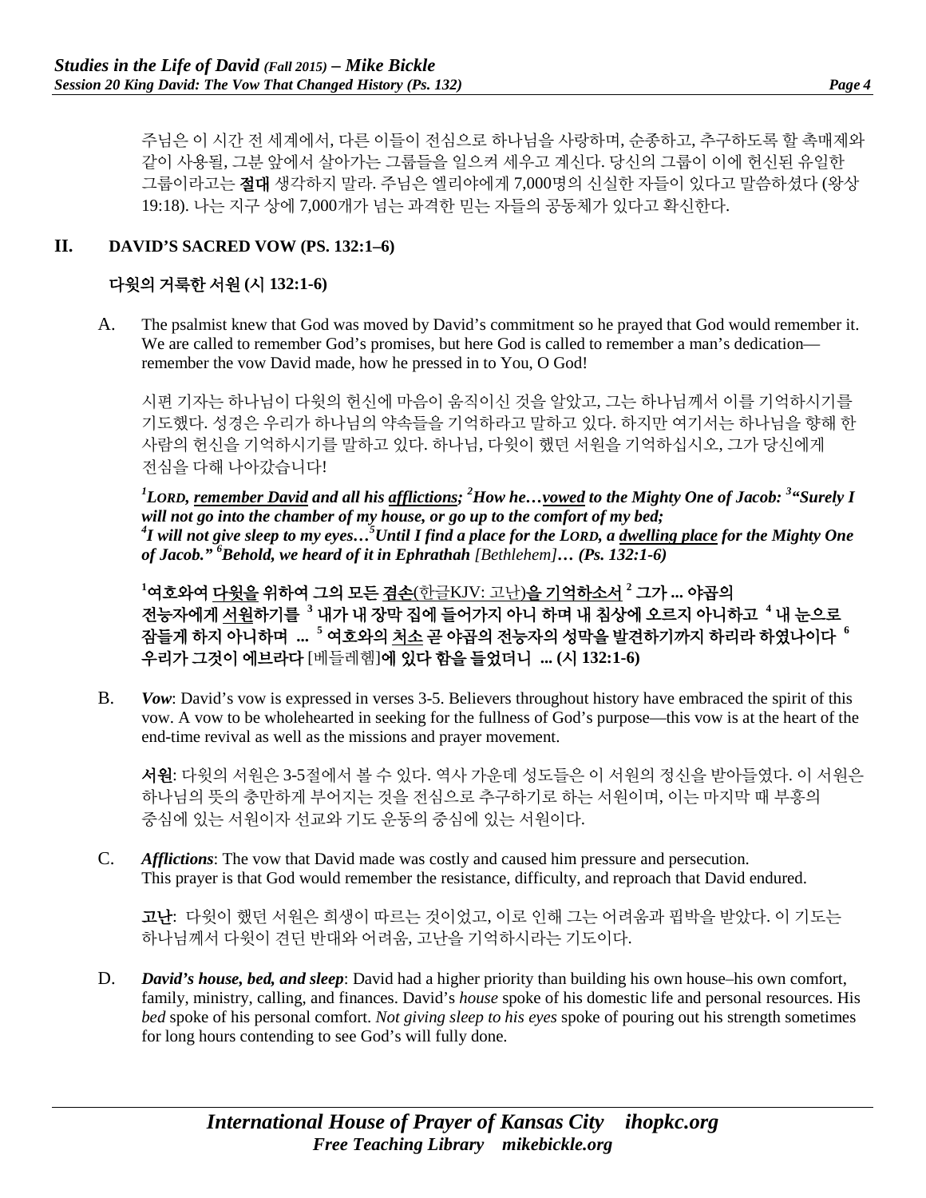주님은 이 시간 전 세계에서, 다른 이들이 전심으로 하나님을 사랑하며, 순종하고, 추구하도록 할 촉매제와 같이 사용될, 그분 앞에서 살아가는 그룹들을 일으켜 세우고 계신다. 당신의 그룹이 이에 헌신된 유일한 그룹이라고는 **절대** 생각하지 말라. 주님은 엘리야에게 7,000명의 신실한 자들이 있다고 말씀하셨다 (왕상 19:18). 나는 지구 상에 7,000개가 넘는 과격한 믿는 자들의 공동체가 있다고 확신한다.

## II. DAVID'S SACRED VOW (PS. 132:1–6)

### 다윗의 거룩한 서원 (시 132:1-6)

A. The psalmist knew that God was moved by David's commitment so he prayed that God would remember it. We are called to remember God's promises, but here God is called to remember a man's dedication—remember the vow David made, how he pressed in to You, O God!

시편 기자는 하나님이 다윗의 헌신에 마음이 움직이신 것을 알았고, 그는 하나님께서 이를 기억하시기를 기도했다. 성경은 우리가 하나님의 약속들을 기억하라고 말하고 있다. 하지만 여기서는 하나님을 향해 한 사람의 헌신을 기억하시기를 말하고 있다. 하나님, 다윗이 했던 서원을 기억하십시오, 그가 당신에게 전심을 다해 나아갔습니다!

***[1]LORD, <u>remember David</u> and all his <u>afflictions</u>; [2]How he…<u>vowed</u> to the Mighty One of Jacob: [3]"Surely I will not go into the chamber of my house, or go up to the comfort of my bed; [4]I will not give sleep to my eyes…[5]Until I find a place for the LORD, a <u>dwelling place</u> for the Mighty One of Jacob." [6]Behold, we heard of it in Ephrathah*** *[Bethlehem]* ***… (Ps. 132:1-6)***

**[1]여호와여 <u>다윗을</u> 위하여 그의 모든 <u>겸손</u>**(<u>한글KJV: 고난</u>)**<u>을 기억하소서</u> [2] 그가 ... 야곱의 전능자에게 <u>서원</u>하기를 [3] 내가 내 장막 집에 들어가지 아니 하며 내 침상에 오르지 아니하고 [4] 내 눈으로 잠들게 하지 아니하며 ... [5] 여호와의 <u>처소</u> 곧 야곱의 전능자의 성막을 발견하기까지 하리라 하였나이다 [6] 우리가 그것이 에브라다** [베들레헴]**에 있다 함을 들었더니 ... (시 132:1-6)**

B. ***Vow***: David's vow is expressed in verses 3-5. Believers throughout history have embraced the spirit of this vow. A vow to be wholehearted in seeking for the fullness of God's purpose—this vow is at the heart of the end-time revival as well as the missions and prayer movement.

**서원**: 다윗의 서원은 3-5절에서 볼 수 있다. 역사 가운데 성도들은 이 서원의 정신을 받아들였다. 이 서원은 하나님의 뜻의 충만하게 부어지는 것을 전심으로 추구하기로 하는 서원이며, 이는 마지막 때 부흥의 중심에 있는 서원이자 선교와 기도 운동의 중심에 있는 서원이다.

C. ***Afflictions***: The vow that David made was costly and caused him pressure and persecution. This prayer is that God would remember the resistance, difficulty, and reproach that David endured.

**고난**: 다윗이 했던 서원은 희생이 따르는 것이었고, 이로 인해 그는 어려움과 핍박을 받았다. 이 기도는 하나님께서 다윗이 견딘 반대와 어려움, 고난을 기억하시라는 기도이다.

D. ***David's house, bed, and sleep***: David had a higher priority than building his own house–his own comfort, family, ministry, calling, and finances. David's *house* spoke of his domestic life and personal resources. His *bed* spoke of his personal comfort. *Not giving sleep to his eyes* spoke of pouring out his strength sometimes for long hours contending to see God's will fully done.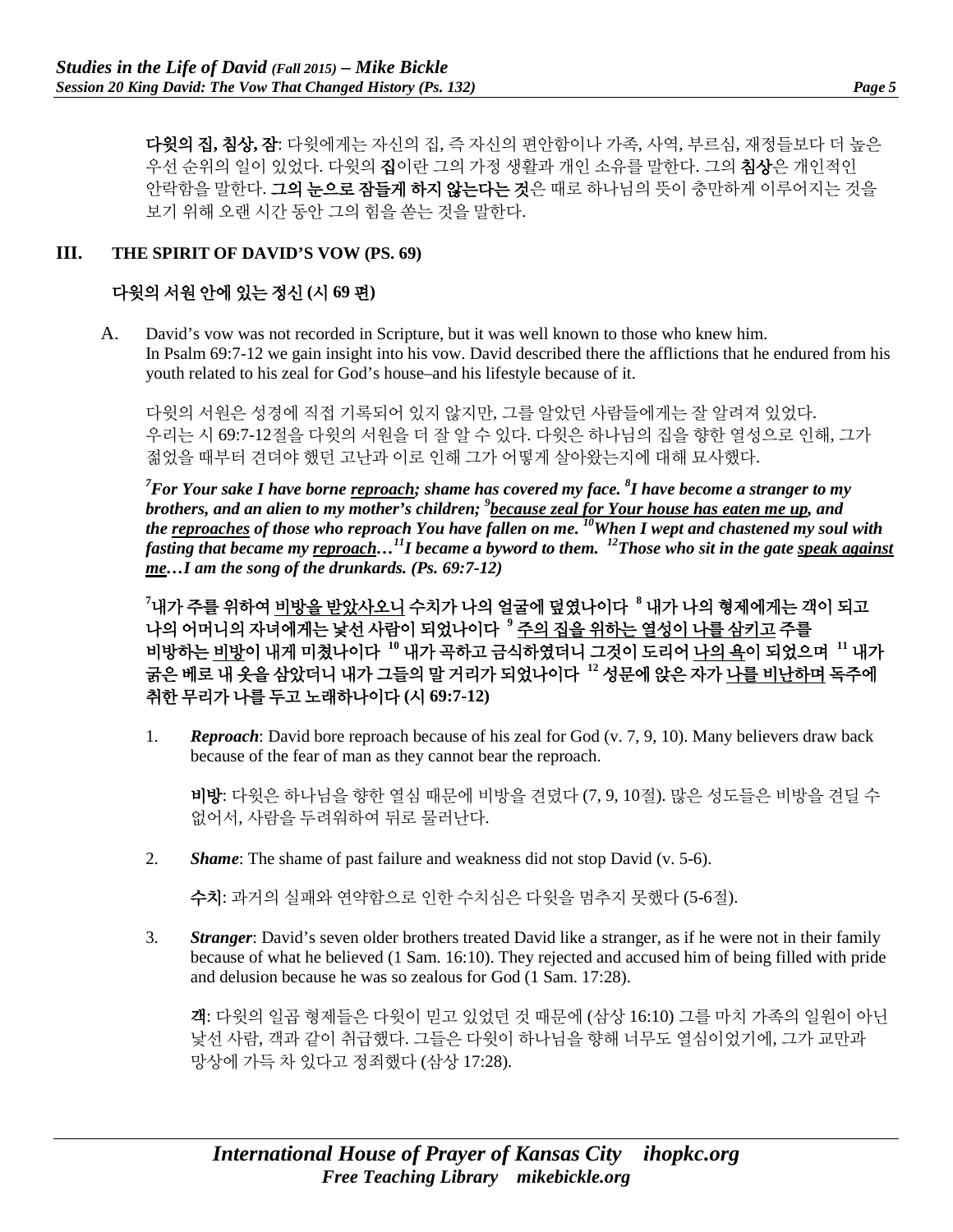**다윗의 집, 침상, 잠**: 다윗에게는 자신의 집, 즉 자신의 편안함이나 가족, 사역, 부르심, 재정들보다 더 높은 우선 순위의 일이 있었다. 다윗의 **집**이란 그의 가정 생활과 개인 소유를 말한다. 그의 **침상**은 개인적인 안락함을 말한다. **그의 눈으로 잠들게 하지 않는다는 것**은 때로 하나님의 뜻이 충만하게 이루어지는 것을 보기 위해 오랜 시간 동안 그의 힘을 쏟는 것을 말한다.

## III. THE SPIRIT OF DAVID'S VOW (PS. 69)

## 다윗의 서원 안에 있는 정신 (시 69 편)

A. David's vow was not recorded in Scripture, but it was well known to those who knew him. In Psalm 69:7-12 we gain insight into his vow. David described there the afflictions that he endured from his youth related to his zeal for God's house–and his lifestyle because of it.

다윗의 서원은 성경에 직접 기록되어 있지 않지만, 그를 알았던 사람들에게는 잘 알려져 있었다. 우리는 시 69:7-12절을 다윗의 서원을 더 잘 알 수 있다. 다윗은 하나님의 집을 향한 열성으로 인해, 그가 젊었을 때부터 견뎌야 했던 고난과 이로 인해 그가 어떻게 살아왔는지에 대해 묘사했다.

***[7]For Your sake I have borne <u>reproach</u>; shame has covered my face. [8]I have become a stranger to my brothers, and an alien to my mother's children; [9]<u>because zeal for Your house has eaten me up</u>, and the <u>reproaches</u> of those who reproach You have fallen on me. [10]When I wept and chastened my soul with fasting that became my <u>reproach</u>…[11]I became a byword to them. [12]Those who sit in the gate <u>speak against me</u>…I am the song of the drunkards. (Ps. 69:7-12)***

**[7]내가 주를 위하여 <u>비방을 받았사오니</u> 수치가 나의 얼굴에 덮였나이다 [8] 내가 나의 형제에게는 객이 되고 나의 어머니의 자녀에게는 낯선 사람이 되었나이다 [9] <u>주의 집을 위하는 열성이 나를 삼키고</u> 주를 비방하는 <u>비방</u>이 내게 미쳤나이다 [10] 내가 곡하고 금식하였더니 그것이 도리어 <u>나의 욕</u>이 되었으며 [11] 내가 굵은 베로 내 옷을 삼았더니 내가 그들의 말 거리가 되었나이다 [12] 성문에 앉은 자가 <u>나를 비난하며</u> 독주에 취한 무리가 나를 두고 노래하나이다 (시 69:7-12)**

1. ***Reproach***: David bore reproach because of his zeal for God (v. 7, 9, 10). Many believers draw back because of the fear of man as they cannot bear the reproach.

   **비방**: 다윗은 하나님을 향한 열심 때문에 비방을 견뎠다 (7, 9, 10절). 많은 성도들은 비방을 견딜 수 없어서, 사람을 두려워하여 뒤로 물러난다.

2. ***Shame***: The shame of past failure and weakness did not stop David (v. 5-6).

   **수치**: 과거의 실패와 연약함으로 인한 수치심은 다윗을 멈추지 못했다 (5-6절).

3. ***Stranger***: David's seven older brothers treated David like a stranger, as if he were not in their family because of what he believed (1 Sam. 16:10). They rejected and accused him of being filled with pride and delusion because he was so zealous for God (1 Sam. 17:28).

   **객**: 다윗의 일곱 형제들은 다윗이 믿고 있었던 것 때문에 (삼상 16:10) 그를 마치 가족의 일원이 아닌 낯선 사람, 객과 같이 취급했다. 그들은 다윗이 하나님을 향해 너무도 열심이었기에, 그가 교만과 망상에 가득 차 있다고 정죄했다 (삼상 17:28).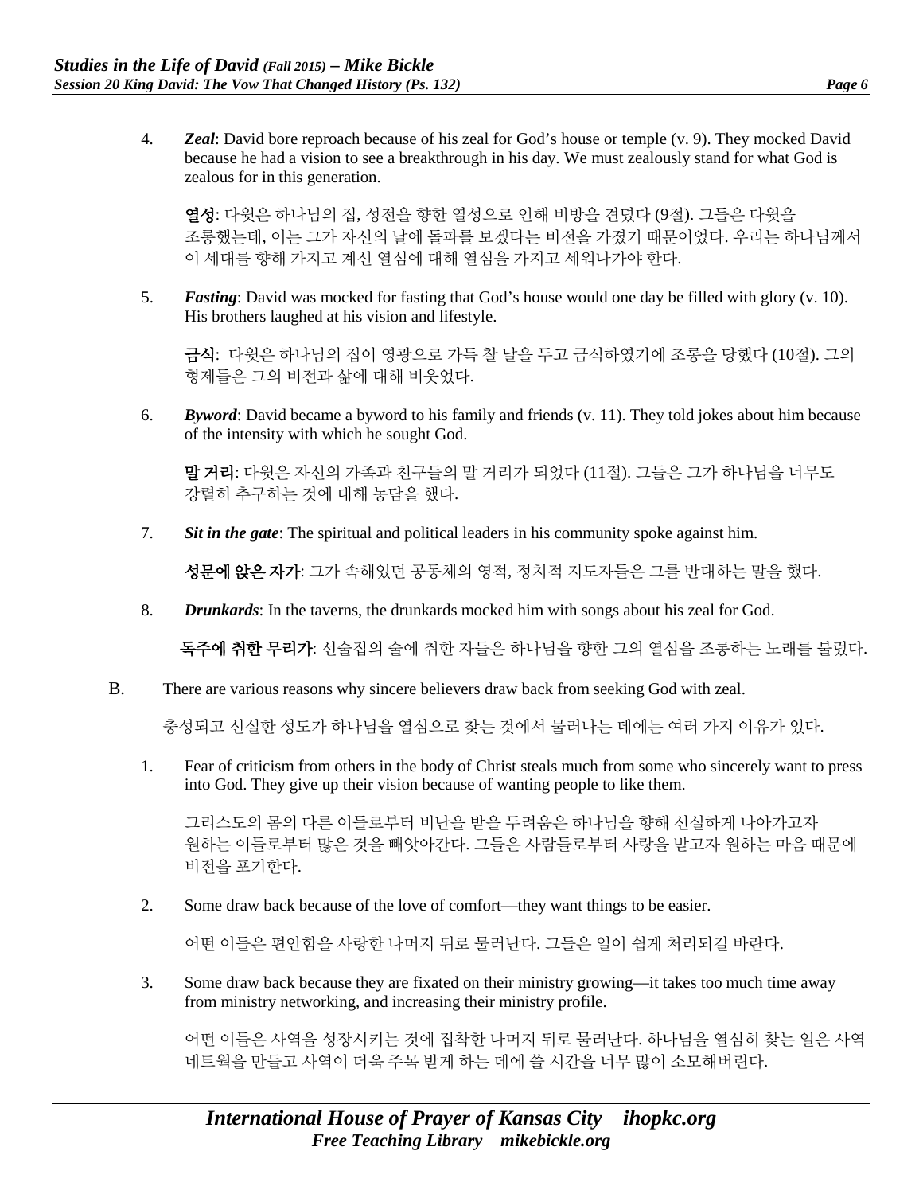4. ***Zeal***: David bore reproach because of his zeal for God's house or temple (v. 9). They mocked David because he had a vision to see a breakthrough in his day. We must zealously stand for what God is zealous for in this generation.

   **열성**: 다윗은 하나님의 집, 성전을 향한 열성으로 인해 비방을 견뎠다 (9절). 그들은 다윗을 조롱했는데, 이는 그가 자신의 날에 돌파를 보겠다는 비전을 가졌기 때문이었다. 우리는 하나님께서 이 세대를 향해 가지고 계신 열심에 대해 열심을 가지고 세워나가야 한다.

5. ***Fasting***: David was mocked for fasting that God's house would one day be filled with glory (v. 10). His brothers laughed at his vision and lifestyle.

   **금식**: 다윗은 하나님의 집이 영광으로 가득 찰 날을 두고 금식하였기에 조롱을 당했다 (10절). 그의 형제들은 그의 비전과 삶에 대해 비웃었다.

6. ***Byword***: David became a byword to his family and friends (v. 11). They told jokes about him because of the intensity with which he sought God.

   **말 거리**: 다윗은 자신의 가족과 친구들의 말 거리가 되었다 (11절). 그들은 그가 하나님을 너무도 강렬히 추구하는 것에 대해 농담을 했다.

7. ***Sit in the gate***: The spiritual and political leaders in his community spoke against him.

   **성문에 앉은 자가**: 그가 속해있던 공동체의 영적, 정치적 지도자들은 그를 반대하는 말을 했다.

8. ***Drunkards***: In the taverns, the drunkards mocked him with songs about his zeal for God.

   **독주에 취한 무리가**: 선술집의 술에 취한 자들은 하나님을 향한 그의 열심을 조롱하는 노래를 불렀다.

B. There are various reasons why sincere believers draw back from seeking God with zeal.

   충성되고 신실한 성도가 하나님을 열심으로 찾는 것에서 물러나는 데에는 여러 가지 이유가 있다.

   1. Fear of criticism from others in the body of Christ steals much from some who sincerely want to press into God. They give up their vision because of wanting people to like them.

      그리스도의 몸의 다른 이들로부터 비난을 받을 두려움은 하나님을 향해 신실하게 나아가고자 원하는 이들로부터 많은 것을 빼앗아간다. 그들은 사람들로부터 사랑을 받고자 원하는 마음 때문에 비전을 포기한다.

   2. Some draw back because of the love of comfort—they want things to be easier.

      어떤 이들은 편안함을 사랑한 나머지 뒤로 물러난다. 그들은 일이 쉽게 처리되길 바란다.

   3. Some draw back because they are fixated on their ministry growing—it takes too much time away from ministry networking, and increasing their ministry profile.

      어떤 이들은 사역을 성장시키는 것에 집착한 나머지 뒤로 물러난다. 하나님을 열심히 찾는 일은 사역 네트웍을 만들고 사역이 더욱 주목 받게 하는 데에 쓸 시간을 너무 많이 소모해버린다.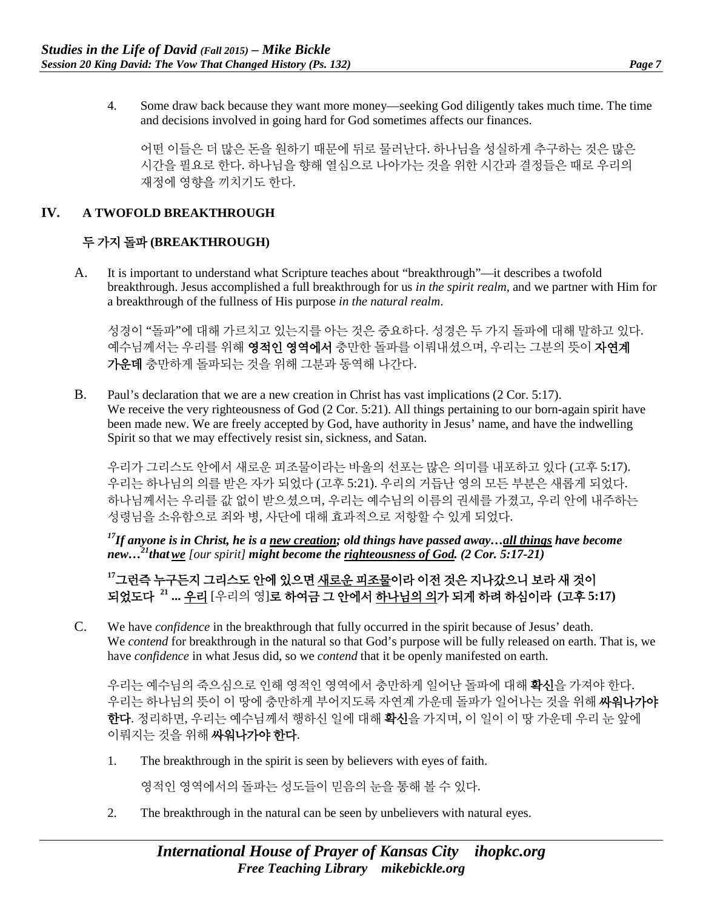4. Some draw back because they want more money—seeking God diligently takes much time. The time and decisions involved in going hard for God sometimes affects our finances.

   어떤 이들은 더 많은 돈을 원하기 때문에 뒤로 물러난다. 하나님을 성실하게 추구하는 것은 많은 시간을 필요로 한다. 하나님을 향해 열심으로 나아가는 것을 위한 시간과 결정들은 때로 우리의 재정에 영향을 끼치기도 한다.

## IV. A TWOFOLD BREAKTHROUGH

## 두 가지 돌파 (BREAKTHROUGH)

A. It is important to understand what Scripture teaches about "breakthrough"—it describes a twofold breakthrough. Jesus accomplished a full breakthrough for us *in the spirit realm*, and we partner with Him for a breakthrough of the fullness of His purpose *in the natural realm*.

   성경이 "돌파"에 대해 가르치고 있는지를 아는 것은 중요하다. 성경은 두 가지 돌파에 대해 말하고 있다. 예수님께서는 우리를 위해 **영적인 영역에서** 충만한 돌파를 이뤄내셨으며, 우리는 그분의 뜻이 **자연계 가운데** 충만하게 돌파되는 것을 위해 그분과 동역해 나간다.

B. Paul's declaration that we are a new creation in Christ has vast implications (2 Cor. 5:17). We receive the very righteousness of God (2 Cor. 5:21). All things pertaining to our born-again spirit have been made new. We are freely accepted by God, have authority in Jesus' name, and have the indwelling Spirit so that we may effectively resist sin, sickness, and Satan.

   우리가 그리스도 안에서 새로운 피조물이라는 바울의 선포는 많은 의미를 내포하고 있다 (고후 5:17). 우리는 하나님의 의를 받은 자가 되었다 (고후 5:21). 우리의 거듭난 영의 모든 부분은 새롭게 되었다. 하나님께서는 우리를 값 없이 받으셨으며, 우리는 예수님의 이름의 권세를 가졌고, 우리 안에 내주하는 성령님을 소유함으로 죄와 병, 사단에 대해 효과적으로 저항할 수 있게 되었다.

   ***[17]If anyone is in Christ, he is a <u>new creation</u>; old things have passed away…<u>all things</u> have become new…[21]that <u>we</u>*** *[our spirit]* ***might become the <u>righteousness of God</u>. (2 Cor. 5:17-21)***

   **[17]그런즉 누구든지 그리스도 안에 있으면 <u>새로운 피조물</u>이라 이전 것은 지나갔으니 보라 새 것이 되었도다 [21] ... <u>우리</u>** [우리의 영]**로 하여금 그 안에서 <u>하나님의 의</u>가 되게 하려 하심이라 (고후 5:17)**

C. We have *confidence* in the breakthrough that fully occurred in the spirit because of Jesus' death. We *contend* for breakthrough in the natural so that God's purpose will be fully released on earth. That is, we have *confidence* in what Jesus did, so we *contend* that it be openly manifested on earth.

   우리는 예수님의 죽으심으로 인해 영적인 영역에서 충만하게 일어난 돌파에 대해 **확신**을 가져야 한다. 우리는 하나님의 뜻이 이 땅에 충만하게 부어지도록 자연계 가운데 돌파가 일어나는 것을 위해 **싸워나가야 한다**. 정리하면, 우리는 예수님께서 행하신 일에 대해 **확신**을 가지며, 이 일이 이 땅 가운데 우리 눈 앞에 이뤄지는 것을 위해 **싸워나가야 한다**.

   1. The breakthrough in the spirit is seen by believers with eyes of faith.

      영적인 영역에서의 돌파는 성도들이 믿음의 눈을 통해 볼 수 있다.

   2. The breakthrough in the natural can be seen by unbelievers with natural eyes.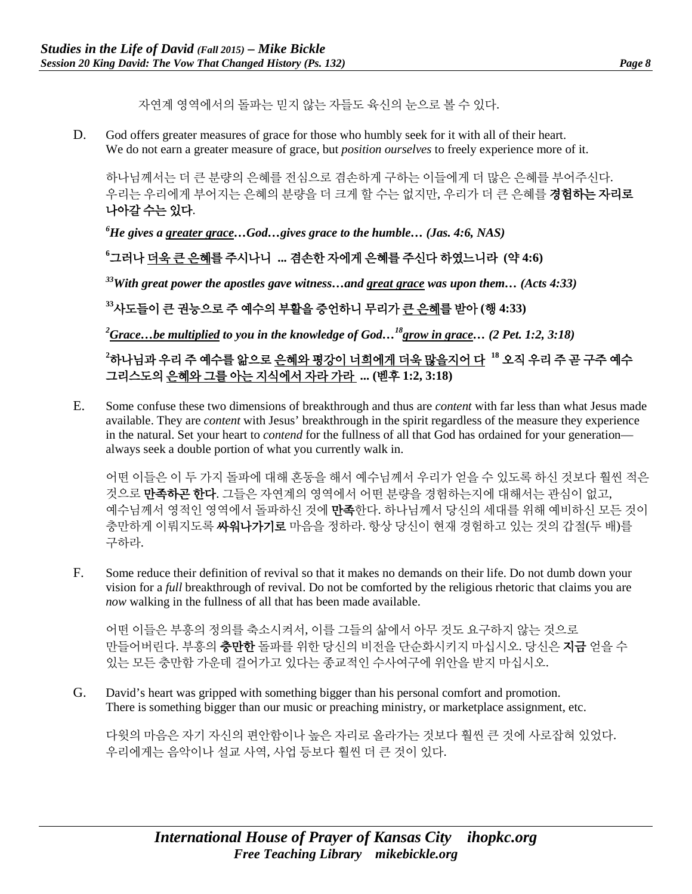자연계 영역에서의 돌파는 믿지 않는 자들도 육신의 눈으로 볼 수 있다.

D. God offers greater measures of grace for those who humbly seek for it with all of their heart. We do not earn a greater measure of grace, but *position ourselves* to freely experience more of it.

하나님께서는 더 큰 분량의 은혜를 전심으로 겸손하게 구하는 이들에게 더 많은 은혜를 부어주신다. 우리는 우리에게 부어지는 은혜의 분량을 더 크게 할 수는 없지만, 우리가 더 큰 은혜를 **경험하는 자리로 나아갈 수는 있다**.

***[6]He gives a <u>greater grace</u>…God…gives grace to the humble… (Jas. 4:6, NAS)***

**[6]그러나 <u>더욱 큰 은혜</u>를 주시나니 ... 겸손한 자에게 은혜를 주신다 하였느니라 (약 4:6)**

***[33]With great power the apostles gave witness…and <u>great grace</u> was upon them… (Acts 4:33)***

**[33]사도들이 큰 권능으로 주 예수의 부활을 증언하니 무리가 <u>큰 은혜</u>를 받아 (행 4:33)**

***[2]<u>Grace…be multiplied</u> to you in the knowledge of God…[18]<u>grow in grace</u>… (2 Pet. 1:2, 3:18)***

**[2]하나님과 우리 주 예수를 앎으로 <u>은혜와 평강이 너희에게 더욱 많을지어다</u> [18] 오직 우리 주 곧 구주 예수 그리스도의 <u>은혜와 그를 아는 지식에서 자라 가라</u> ... (벧후 1:2, 3:18)**

E. Some confuse these two dimensions of breakthrough and thus are *content* with far less than what Jesus made available. They are *content* with Jesus' breakthrough in the spirit regardless of the measure they experience in the natural. Set your heart to *contend* for the fullness of all that God has ordained for your generation—always seek a double portion of what you currently walk in.

어떤 이들은 이 두 가지 돌파에 대해 혼동을 해서 예수님께서 우리가 얻을 수 있도록 하신 것보다 훨씬 적은 것으로 **만족하곤 한다**. 그들은 자연계의 영역에서 어떤 분량을 경험하는지에 대해서는 관심이 없고, 예수님께서 영적인 영역에서 돌파하신 것에 **만족**한다. 하나님께서 당신의 세대를 위해 예비하신 모든 것이 충만하게 이뤄지도록 **싸워나가기로** 마음을 정하라. 항상 당신이 현재 경험하고 있는 것의 갑절(두 배)를 구하라.

F. Some reduce their definition of revival so that it makes no demands on their life. Do not dumb down your vision for a *full* breakthrough of revival. Do not be comforted by the religious rhetoric that claims you are *now* walking in the fullness of all that has been made available.

어떤 이들은 부흥의 정의를 축소시켜서, 이를 그들의 삶에서 아무 것도 요구하지 않는 것으로 만들어버린다. 부흥의 **충만한** 돌파를 위한 당신의 비전을 단순화시키지 마십시오. 당신은 **지금** 얻을 수 있는 모든 충만함 가운데 걸어가고 있다는 종교적인 수사여구에 위안을 받지 마십시오.

G. David's heart was gripped with something bigger than his personal comfort and promotion. There is something bigger than our music or preaching ministry, or marketplace assignment, etc.

다윗의 마음은 자기 자신의 편안함이나 높은 자리로 올라가는 것보다 훨씬 큰 것에 사로잡혀 있었다. 우리에게는 음악이나 설교 사역, 사업 등보다 훨씬 더 큰 것이 있다.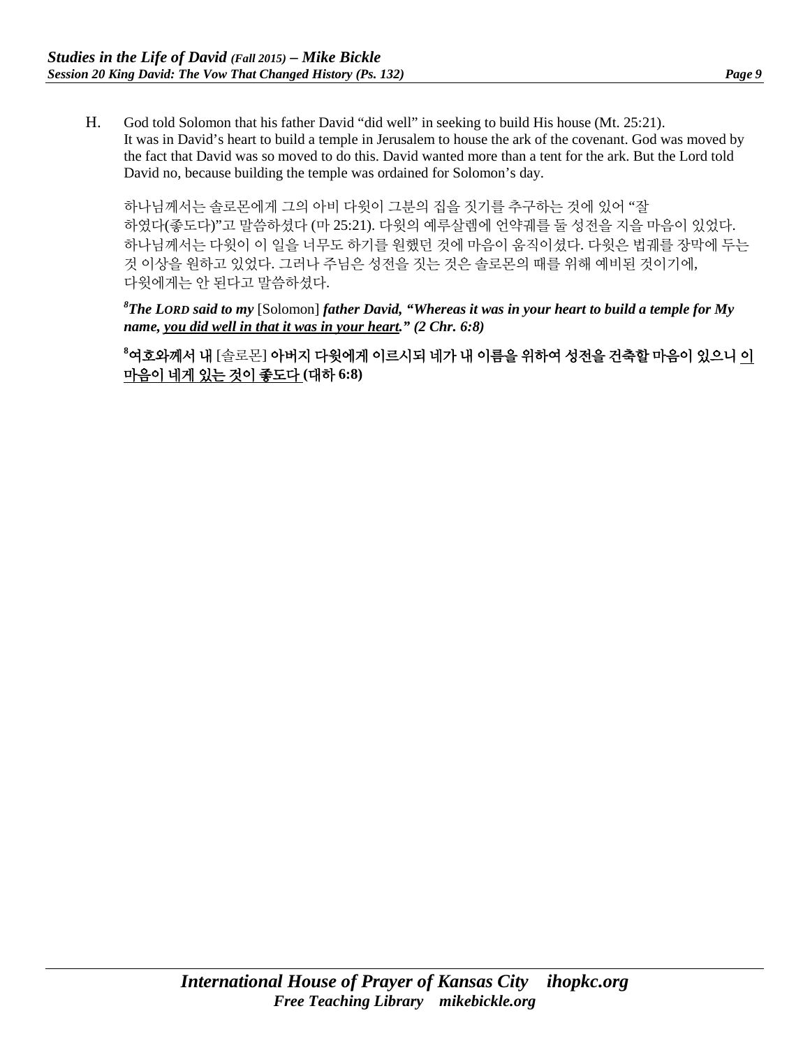H. God told Solomon that his father David "did well" in seeking to build His house (Mt. 25:21). It was in David's heart to build a temple in Jerusalem to house the ark of the covenant. God was moved by the fact that David was so moved to do this. David wanted more than a tent for the ark. But the Lord told David no, because building the temple was ordained for Solomon's day.

하나님께서는 솔로몬에게 그의 아비 다윗이 그분의 집을 짓기를 추구하는 것에 있어 "잘 하였다(좋도다)"고 말씀하셨다 (마 25:21). 다윗의 예루살렘에 언약궤를 둘 성전을 지을 마음이 있었다. 하나님께서는 다윗이 이 일을 너무도 하기를 원했던 것에 마음이 움직이셨다. 다윗은 법궤를 장막에 두는 것 이상을 원하고 있었다. 그러나 주님은 성전을 짓는 것은 솔로몬의 때를 위해 예비된 것이기에, 다윗에게는 안 된다고 말씀하셨다.

[8]***The LORD said to my*** [Solomon] ***father David, "Whereas it was in your heart to build a temple for My name, <u>you did well in that it was in your heart</u>." (2 Chr. 6:8)***

[8]**여호와께서 내** [솔로몬] **아버지 다윗에게 이르시되 네가 내 이름을 위하여 성전을 건축할 마음이 있으니 <u>이 마음이 네게 있는 것이 좋도다</u> (대하 6:8)**